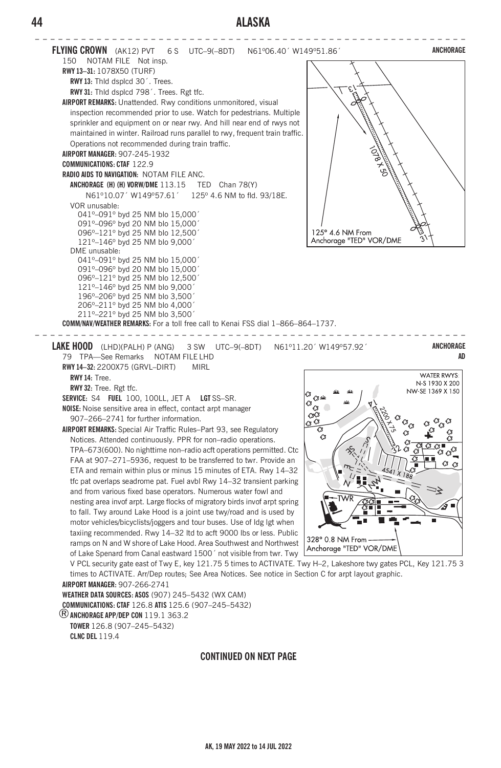**FLYING CROWN** (AK12) PVT 6 S UTC–9(–8DT) N61°06.40´ W149°51.86´ **ANCHORAGE**

150 NOTAM FILE Not insp.

**RWY 13–31:** 1078X50 (TURF)

**RWY 13:** Thld dsplcd 30´. Trees.

**RWY 31:** Thld dsplcd 798´. Trees. Rgt tfc.

**AIRPORT REMARKS:** Unattended. Rwy conditions unmonitored, visual inspection recommended prior to use. Watch for pedestrians. Multiple sprinkler and equipment on or near rwy. And hill near end of rwys not maintained in winter. Railroad runs parallel to rwy, frequent train traffic. Operations not recommended during train traffic.

**AIRPORT MANAGER:** 907-245-1932

**COMMUNICATIONS: CTAF** 122.9

**RADIO AIDS TO NAVIGATION:** NOTAM FILE ANC.

**ANCHORAGE (H) (H) VORW/DME** 113.15 TED Chan 78(Y)

N61°10.07´ W149°57.61´ 125° 4.6 NM to fld. 93/18E.

VOR unusable:

041°–091° byd 25 NM blo 15,000´
091°–096° byd 20 NM blo 15,000´
096°–121° byd 25 NM blo 12,500´
121°–146° byd 25 NM blo 9,000´

DME unusable:

041°–091° byd 25 NM blo 15,000´
091°–096° byd 20 NM blo 15,000´
096°–121° byd 25 NM blo 12,500´
121°–146° byd 25 NM blo 9,000´
196°–206° byd 25 NM blo 3,500´
206°–211° byd 25 NM blo 4,000´
211°–221° byd 25 NM blo 3,500´

**COMM/NAV/WEATHER REMARKS:** For a toll free call to Kenai FSS dial 1–866–864–1737.

13 | 1078 X 50 | 31

125° 4.6 NM From Anchorage "TED" VOR/DME

---

**LAKE HOOD** (LHD)(PALH) P (ANG) 3 SW UTC–9(–8DT) N61°11.20´ W149°57.92´ **ANCHORAGE AD**

79 TPA—See Remarks NOTAM FILE LHD

**RWY 14–32:** 2200X75 (GRVL–DIRT) MIRL

**RWY 14:** Tree.

**RWY 32:** Tree. Rgt tfc.

**SERVICE:** S4 **FUEL** 100, 100LL, JET A **LGT** SS–SR.

**NOISE:** Noise sensitive area in effect, contact arpt manager 907–266–2741 for further information.

**AIRPORT REMARKS:** Special Air Traffic Rules–Part 93, see Regulatory Notices. Attended continuously. PPR for non–radio operations. TPA–673(600). No nighttime non–radio acft operations permitted. Ctc FAA at 907–271–5936, request to be transferred to twr. Provide an ETA and remain within plus or minus 15 minutes of ETA. Rwy 14–32 tfc pat overlaps seadrome pat. Fuel avbl Rwy 14–32 transient parking and from various fixed base operators. Numerous water fowl and nesting area invof arpt. Large flocks of migratory birds invof arpt spring to fall. Twy around Lake Hood is a joint use twy/road and is used by motor vehicles/bicyclists/joggers and tour buses. Use of ldg lgt when taxiing recommended. Rwy 14–32 ltd to acft 9000 lbs or less. Public ramps on N and W shore of Lake Hood. Area Southwest and Northwest of Lake Spenard from Canal eastward 1500´ not visible from twr. Twy V PCL security gate east of Twy E, key 121.75 5 times to ACTIVATE. Twy H–2, Lakeshore twy gates PCL, Key 121.75 3 times to ACTIVATE. Arr/Dep routes; See Area Notices. See notice in Section C for arpt layout graphic.

**AIRPORT MANAGER:** 907-266-2741

**WEATHER DATA SOURCES: ASOS** (907) 245–5432 (WX CAM)

**COMMUNICATIONS: CTAF** 126.8 **ATIS** 125.6 (907–245–5432)

® **ANCHORAGE APP/DEP CON** 119.1 363.2

**TOWER** 126.8 (907–245–5432)

**CLNC DEL** 119.4

WATER RWYS: N-S 1930 X 200, NW-SE 1369 X 150

14 | 2200 X 75 | 32 | 4541 X 188 | TWR

328° 0.8 NM From Anchorage "TED" VOR/DME

**CONTINUED ON NEXT PAGE**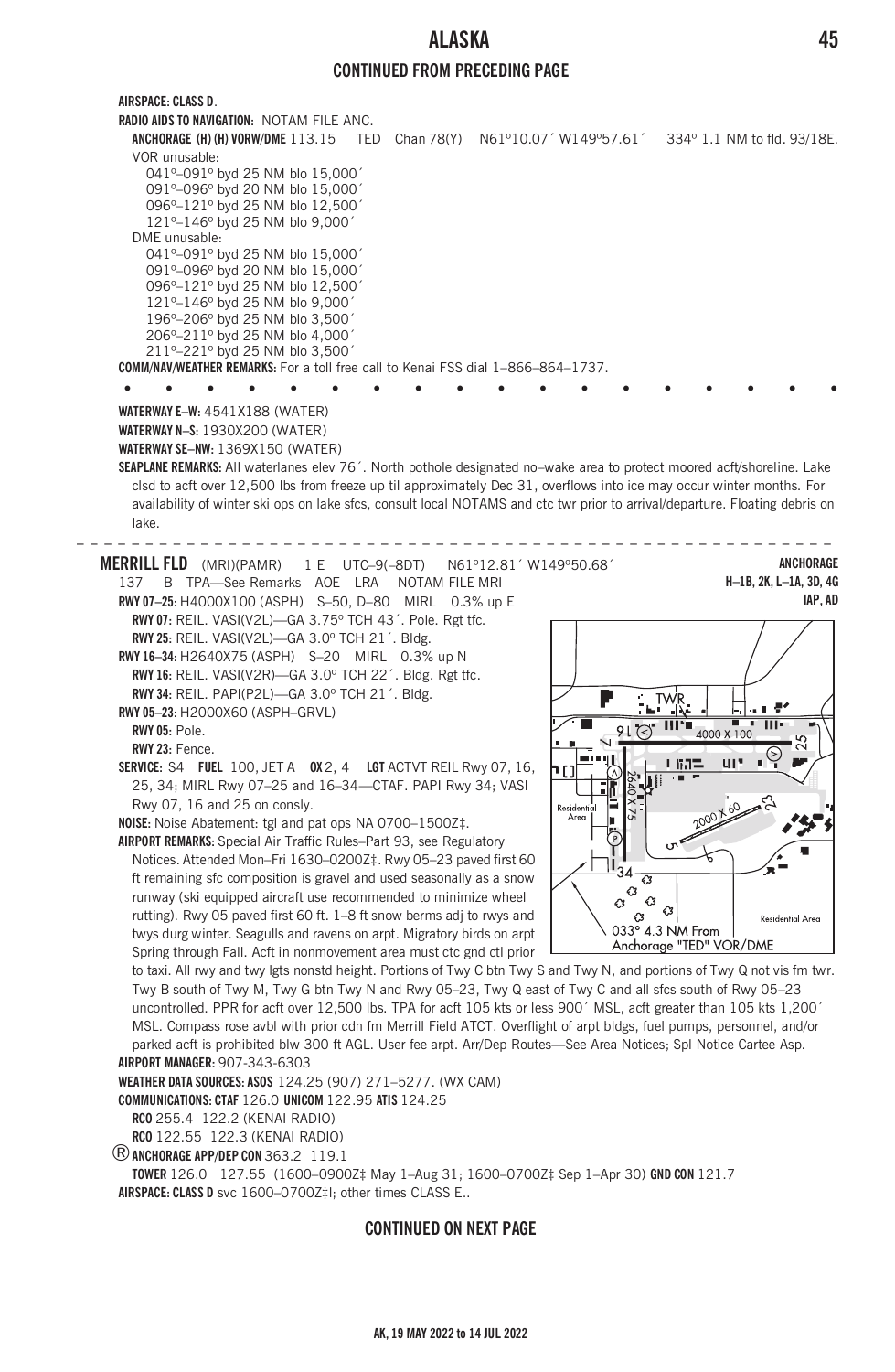## CONTINUED FROM PRECEDING PAGE

**AIRSPACE: CLASS D**.

**RADIO AIDS TO NAVIGATION:** NOTAM FILE ANC.

**ANCHORAGE (H) (H) VORW/DME** 113.15 TED Chan 78(Y) N61°10.07´ W149°57.61´ 334° 1.1 NM to fld. 93/18E.

VOR unusable:
- 041°–091° byd 25 NM blo 15,000´
- 091°–096° byd 20 NM blo 15,000´
- 096°–121° byd 25 NM blo 12,500´
- 121°–146° byd 25 NM blo 9,000´

DME unusable:
- 041°–091° byd 25 NM blo 15,000´
- 091°–096° byd 20 NM blo 15,000´
- 096°–121° byd 25 NM blo 12,500´
- 121°–146° byd 25 NM blo 9,000´
- 196°–206° byd 25 NM blo 3,500´
- 206°–211° byd 25 NM blo 4,000´
- 211°–221° byd 25 NM blo 3,500´

**COMM/NAV/WEATHER REMARKS:** For a toll free call to Kenai FSS dial 1–866–864–1737.

**WATERWAY E–W:** 4541X188 (WATER)
**WATERWAY N–S:** 1930X200 (WATER)
**WATERWAY SE–NW:** 1369X150 (WATER)

**SEAPLANE REMARKS:** All waterlanes elev 76´. North pothole designated no–wake area to protect moored acft/shoreline. Lake clsd to acft over 12,500 lbs from freeze up til approximately Dec 31, overflows into ice may occur winter months. For availability of winter ski ops on lake sfcs, consult local NOTAMS and ctc twr prior to arrival/departure. Floating debris on lake.

---

**MERRILL FLD** (MRI)(PAMR) 1 E UTC–9(–8DT) N61°12.81´ W149°50.68´ **ANCHORAGE**
137 B TPA—See Remarks AOE LRA NOTAM FILE MRI **H–1B, 2K, L–1A, 3D, 4G**
**IAP, AD**

**RWY 07–25:** H4000X100 (ASPH) S–50, D–80 MIRL 0.3% up E
**RWY 07:** REIL. VASI(V2L)—GA 3.75° TCH 43´. Pole. Rgt tfc.
**RWY 25:** REIL. VASI(V2L)—GA 3.0° TCH 21´. Bldg.

**RWY 16–34:** H2640X75 (ASPH) S–20 MIRL 0.3% up N
**RWY 16:** REIL. VASI(V2R)—GA 3.0° TCH 22´. Bldg. Rgt tfc.
**RWY 34:** REIL. PAPI(P2L)—GA 3.0° TCH 21´. Bldg.

**RWY 05–23:** H2000X60 (ASPH–GRVL)
**RWY 05:** Pole.
**RWY 23:** Fence.

**SERVICE:** S4 **FUEL** 100, JET A **OX** 2, 4 **LGT** ACTVT REIL Rwy 07, 16, 25, 34; MIRL Rwy 07–25 and 16–34—CTAF. PAPI Rwy 34; VASI Rwy 07, 16 and 25 on consly.

**NOISE:** Noise Abatement: tgl and pat ops NA 0700–1500Z‡.

**AIRPORT REMARKS:** Special Air Traffic Rules–Part 93, see Regulatory Notices. Attended Mon–Fri 1630–0200Z‡. Rwy 05–23 paved first 60 ft remaining sfc composition is gravel and used seasonally as a snow runway (ski equipped aircraft use recommended to minimize wheel rutting). Rwy 05 paved first 60 ft. 1–8 ft snow berms adj to rwys and twys durg winter. Seagulls and ravens on arpt. Migratory birds on arpt Spring through Fall. Acft in nonmovement area must ctc gnd ctl prior to taxi. All rwy and twy lgts nonstd height. Portions of Twy C btn Twy S and Twy N, and portions of Twy Q not vis fm twr. Twy B south of Twy M, Twy G btn Twy N and Rwy 05–23, Twy Q east of Twy C and all sfcs south of Rwy 05–23 uncontrolled. PPR for acft over 12,500 lbs. TPA for acft 105 kts or less 900´ MSL, acft greater than 105 kts 1,200´ MSL. Compass rose avbl with prior cdn fm Merrill Field ATCT. Overflight of arpt bldgs, fuel pumps, personnel, and/or parked acft is prohibited blw 300 ft AGL. User fee arpt. Arr/Dep Routes—See Area Notices; Spl Notice Cartee Asp.

TWR
4000 X 100
2640 X 75
2000 X 60
Residential Area
Residential Area
033° 4.3 NM From
Anchorage "TED" VOR/DME

**AIRPORT MANAGER:** 907-343-6303

**WEATHER DATA SOURCES: ASOS** 124.25 (907) 271–5277. (WX CAM)

**COMMUNICATIONS: CTAF** 126.0 **UNICOM** 122.95 **ATIS** 124.25
**RCO** 255.4 122.2 (KENAI RADIO)
**RCO** 122.55 122.3 (KENAI RADIO)
® **ANCHORAGE APP/DEP CON** 363.2 119.1
**TOWER** 126.0 127.55 (1600–0900Z‡ May 1–Aug 31; 1600–0700Z‡ Sep 1–Apr 30) **GND CON** 121.7

**AIRSPACE: CLASS D** svc 1600–0700Z‡I; other times CLASS E..

## CONTINUED ON NEXT PAGE